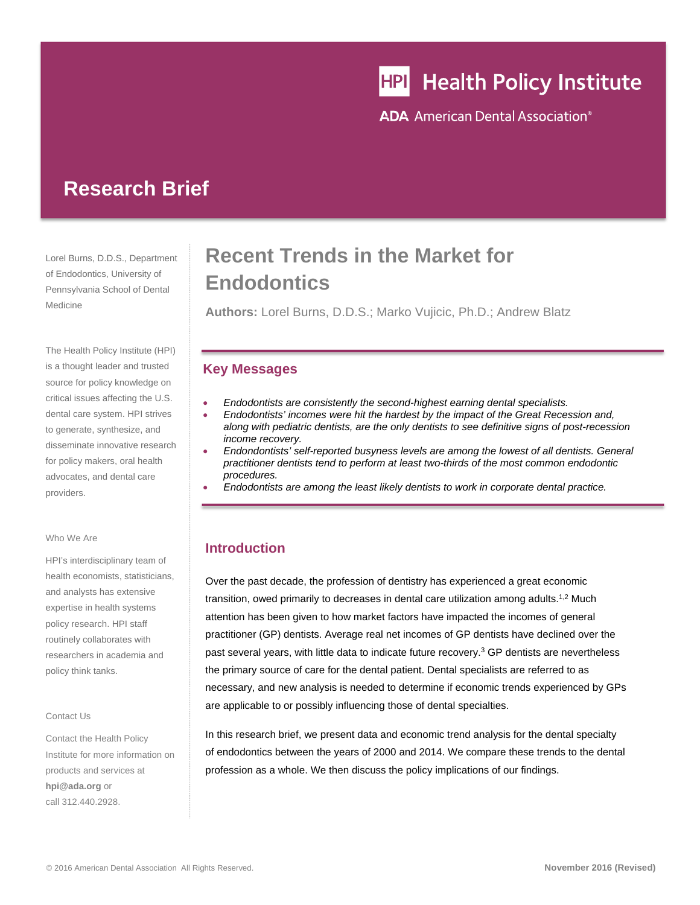# Health Policy Institute

American Dental Association®

## Research Brief

# Recent Trends in the Market for Endodontics

**Authors:** Lorel Burns, D.D.S.; Marko Vujicic, Ph.D.; Andrew Blatz

Lorel Burns, D.D.S., Department of Endodontics, University of Pennsylvania School of Dental Medicine

The Health Policy Institute (HPI) is a thought leader and trusted source for policy knowledge on critical issues affecting the U.S. dental care system. HPI strives to generate, synthesize, and disseminate innovative research for policy makers, oral health advocates, and dental care providers.

Who We Are

HPI's interdisciplinary team of health economists, statisticians, and analysts has extensive expertise in health systems policy research. HPI staff routinely collaborates with researchers in academia and policy think tanks.

Contact Us

Contact the Health Policy Institute for more information on products and services at **hpi@ada.org** or call 312.440.2928.

## Key Messages

- *Endodontists are consistently the second-highest earning dental specialists.*
- *Endodontists' incomes were hit the hardest by the impact of the Great Recession and, along with pediatric dentists, are the only dentists to see definitive signs of post-recession income recovery.*
- *Endondontists' self-reported busyness levels are among the lowest of all dentists. General practitioner dentists tend to perform at least two-thirds of the most common endodontic procedures.*
- *Endodontists are among the least likely dentists to work in corporate dental practice.*

## Introduction

Over the past decade, the profession of dentistry has experienced a great economic transition, owed primarily to decreases in dental care utilization among adults.[1,2] Much attention has been given to how market factors have impacted the incomes of general practitioner (GP) dentists. Average real net incomes of GP dentists have declined over the past several years, with little data to indicate future recovery.[3] GP dentists are nevertheless the primary source of care for the dental patient. Dental specialists are referred to as necessary, and new analysis is needed to determine if economic trends experienced by GPs are applicable to or possibly influencing those of dental specialties.

In this research brief, we present data and economic trend analysis for the dental specialty of endodontics between the years of 2000 and 2014. We compare these trends to the dental profession as a whole. We then discuss the policy implications of our findings.

© 2016 American Dental Association All Rights Reserved.

November 2016 (Revised)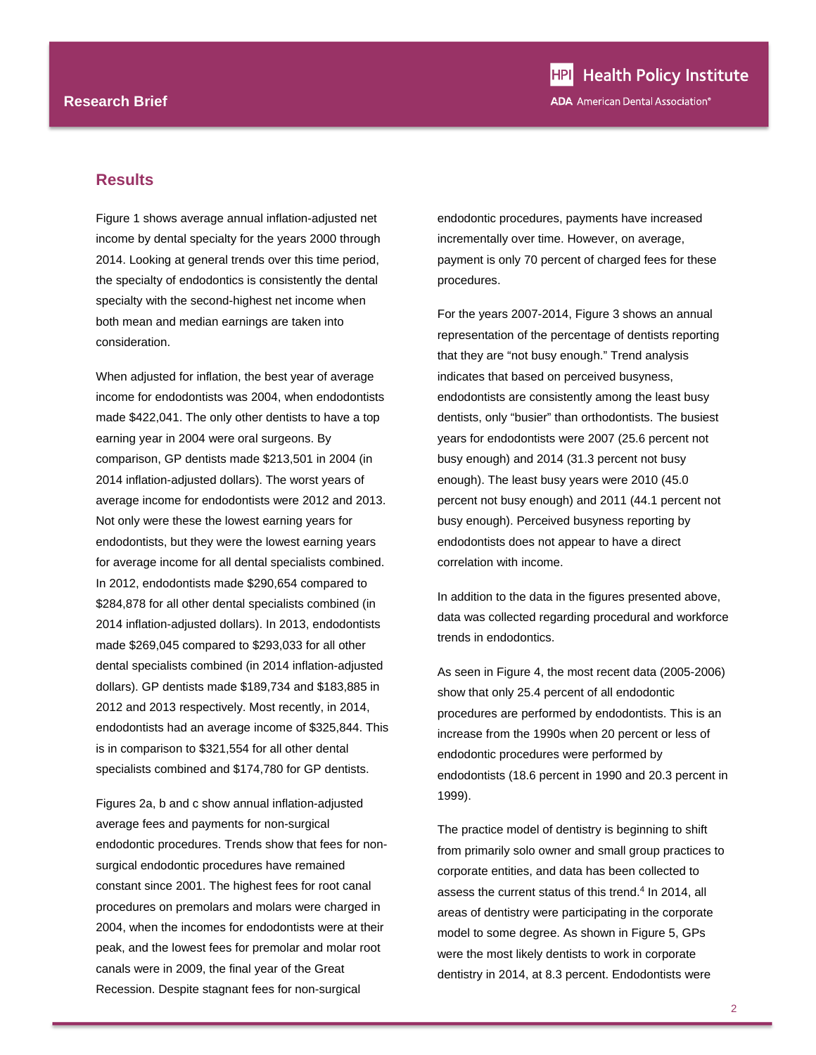## Results

Figure 1 shows average annual inflation-adjusted net income by dental specialty for the years 2000 through 2014. Looking at general trends over this time period, the specialty of endodontics is consistently the dental specialty with the second-highest net income when both mean and median earnings are taken into consideration.

When adjusted for inflation, the best year of average income for endodontists was 2004, when endodontists made $422,041. The only other dentists to have a top earning year in 2004 were oral surgeons. By comparison, GP dentists made $213,501 in 2004 (in 2014 inflation-adjusted dollars). The worst years of average income for endodontists were 2012 and 2013. Not only were these the lowest earning years for endodontists, but they were the lowest earning years for average income for all dental specialists combined. In 2012, endodontists made $290,654 compared to $284,878 for all other dental specialists combined (in 2014 inflation-adjusted dollars). In 2013, endodontists made $269,045 compared to $293,033 for all other dental specialists combined (in 2014 inflation-adjusted dollars). GP dentists made $189,734 and $183,885 in 2012 and 2013 respectively. Most recently, in 2014, endodontists had an average income of $325,844. This is in comparison to $321,554 for all other dental specialists combined and $174,780 for GP dentists.

Figures 2a, b and c show annual inflation-adjusted average fees and payments for non-surgical endodontic procedures. Trends show that fees for non-surgical endodontic procedures have remained constant since 2001. The highest fees for root canal procedures on premolars and molars were charged in 2004, when the incomes for endodontists were at their peak, and the lowest fees for premolar and molar root canals were in 2009, the final year of the Great Recession. Despite stagnant fees for non-surgical endodontic procedures, payments have increased incrementally over time. However, on average, payment is only 70 percent of charged fees for these procedures.

For the years 2007-2014, Figure 3 shows an annual representation of the percentage of dentists reporting that they are "not busy enough." Trend analysis indicates that based on perceived busyness, endodontists are consistently among the least busy dentists, only "busier" than orthodontists. The busiest years for endodontists were 2007 (25.6 percent not busy enough) and 2014 (31.3 percent not busy enough). The least busy years were 2010 (45.0 percent not busy enough) and 2011 (44.1 percent not busy enough). Perceived busyness reporting by endodontists does not appear to have a direct correlation with income.

In addition to the data in the figures presented above, data was collected regarding procedural and workforce trends in endodontics.

As seen in Figure 4, the most recent data (2005-2006) show that only 25.4 percent of all endodontic procedures are performed by endodontists. This is an increase from the 1990s when 20 percent or less of endodontic procedures were performed by endodontists (18.6 percent in 1990 and 20.3 percent in 1999).

The practice model of dentistry is beginning to shift from primarily solo owner and small group practices to corporate entities, and data has been collected to assess the current status of this trend.[4] In 2014, all areas of dentistry were participating in the corporate model to some degree. As shown in Figure 5, GPs were the most likely dentists to work in corporate dentistry in 2014, at 8.3 percent. Endodontists were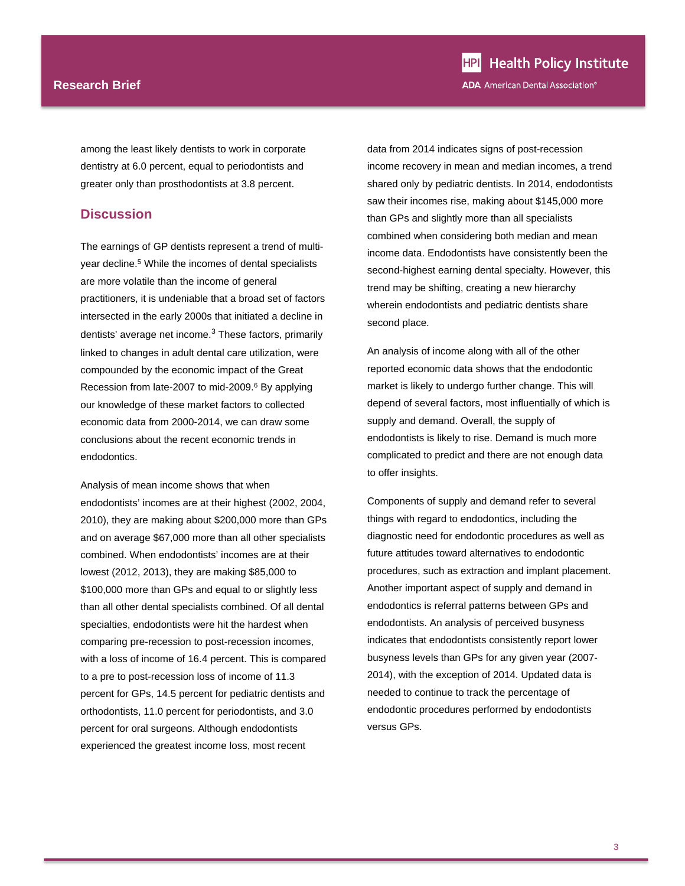among the least likely dentists to work in corporate dentistry at 6.0 percent, equal to periodontists and greater only than prosthodontists at 3.8 percent.

## Discussion

The earnings of GP dentists represent a trend of multi-year decline.[5] While the incomes of dental specialists are more volatile than the income of general practitioners, it is undeniable that a broad set of factors intersected in the early 2000s that initiated a decline in dentists' average net income.[3] These factors, primarily linked to changes in adult dental care utilization, were compounded by the economic impact of the Great Recession from late-2007 to mid-2009.[6] By applying our knowledge of these market factors to collected economic data from 2000-2014, we can draw some conclusions about the recent economic trends in endodontics.

Analysis of mean income shows that when endodontists' incomes are at their highest (2002, 2004, 2010), they are making about $200,000 more than GPs and on average $67,000 more than all other specialists combined. When endodontists' incomes are at their lowest (2012, 2013), they are making $85,000 to $100,000 more than GPs and equal to or slightly less than all other dental specialists combined. Of all dental specialties, endodontists were hit the hardest when comparing pre-recession to post-recession incomes, with a loss of income of 16.4 percent. This is compared to a pre to post-recession loss of income of 11.3 percent for GPs, 14.5 percent for pediatric dentists and orthodontists, 11.0 percent for periodontists, and 3.0 percent for oral surgeons. Although endodontists experienced the greatest income loss, most recent data from 2014 indicates signs of post-recession income recovery in mean and median incomes, a trend shared only by pediatric dentists. In 2014, endodontists saw their incomes rise, making about $145,000 more than GPs and slightly more than all specialists combined when considering both median and mean income data. Endodontists have consistently been the second-highest earning dental specialty. However, this trend may be shifting, creating a new hierarchy wherein endodontists and pediatric dentists share second place.

An analysis of income along with all of the other reported economic data shows that the endodontic market is likely to undergo further change. This will depend of several factors, most influentially of which is supply and demand. Overall, the supply of endodontists is likely to rise. Demand is much more complicated to predict and there are not enough data to offer insights.

Components of supply and demand refer to several things with regard to endodontics, including the diagnostic need for endodontic procedures as well as future attitudes toward alternatives to endodontic procedures, such as extraction and implant placement. Another important aspect of supply and demand in endodontics is referral patterns between GPs and endodontists. An analysis of perceived busyness indicates that endodontists consistently report lower busyness levels than GPs for any given year (2007-2014), with the exception of 2014. Updated data is needed to continue to track the percentage of endodontic procedures performed by endodontists versus GPs.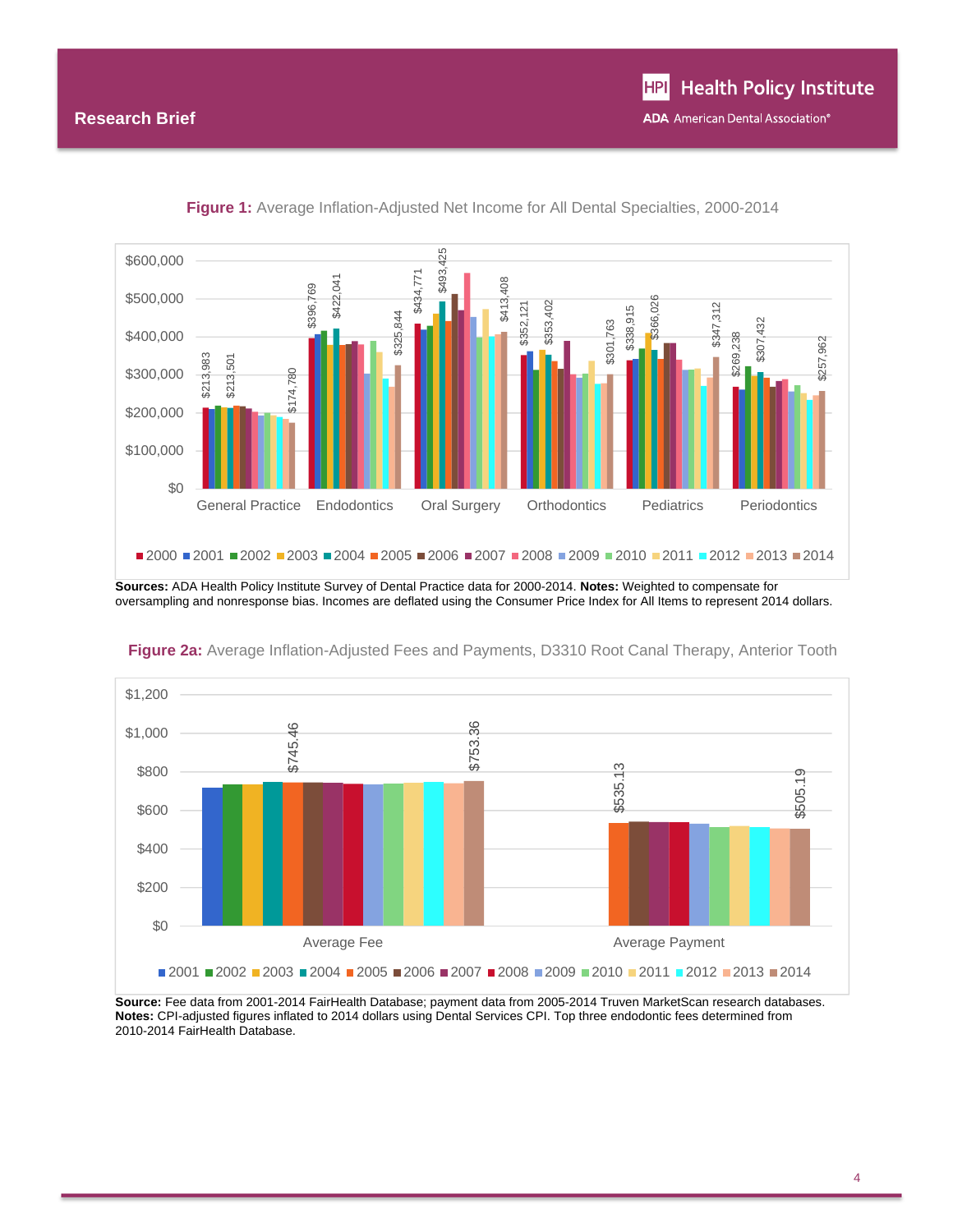**Figure 1:** Average Inflation-Adjusted Net Income for All Dental Specialties, 2000-2014

**Sources:** ADA Health Policy Institute Survey of Dental Practice data for 2000-2014. **Notes:** Weighted to compensate for oversampling and nonresponse bias. Incomes are deflated using the Consumer Price Index for All Items to represent 2014 dollars.

**Figure 2a:** Average Inflation-Adjusted Fees and Payments, D3310 Root Canal Therapy, Anterior Tooth

**Source:** Fee data from 2001-2014 FairHealth Database; payment data from 2005-2014 Truven MarketScan research databases. **Notes:** CPI-adjusted figures inflated to 2014 dollars using Dental Services CPI. Top three endodontic fees determined from 2010-2014 FairHealth Database.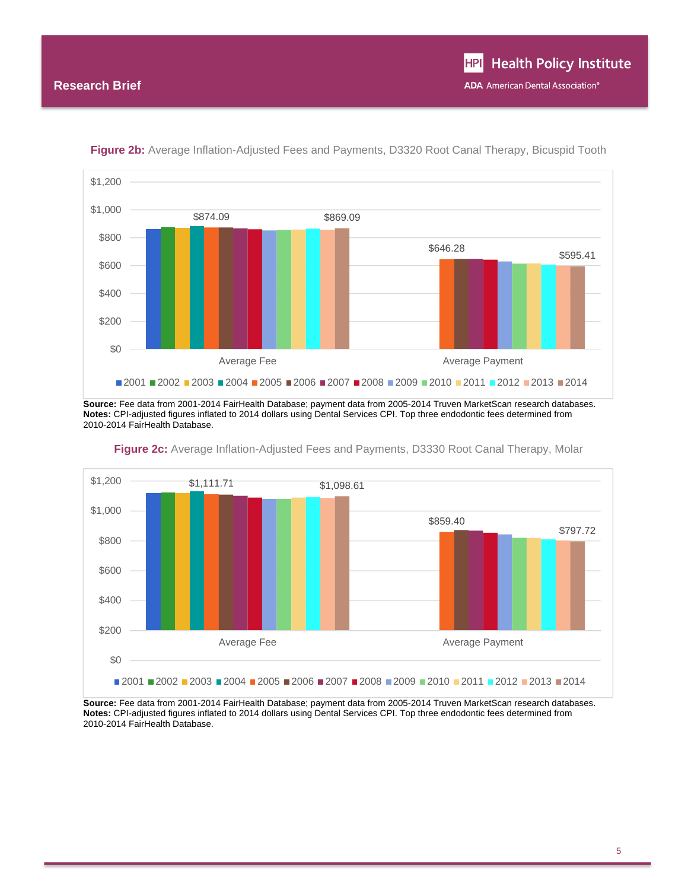**Figure 2b:** Average Inflation-Adjusted Fees and Payments, D3320 Root Canal Therapy, Bicuspid Tooth

$1,200
$1,000
$800
$600
$400
$200
$0

$874.09 $869.09

$646.28 $595.41

Average Fee Average Payment

2001 2002 2003 2004 2005 2006 2007 2008 2009 2010 2011 2012 2013 2014

**Source:** Fee data from 2001-2014 FairHealth Database; payment data from 2005-2014 Truven MarketScan research databases.
**Notes:** CPI-adjusted figures inflated to 2014 dollars using Dental Services CPI. Top three endodontic fees determined from 2010-2014 FairHealth Database.

**Figure 2c:** Average Inflation-Adjusted Fees and Payments, D3330 Root Canal Therapy, Molar

$1,200
$1,000
$800
$600
$400
$200
$0

$1,111.71 $1,098.61

$859.40 $797.72

Average Fee Average Payment

2001 2002 2003 2004 2005 2006 2007 2008 2009 2010 2011 2012 2013 2014

**Source:** Fee data from 2001-2014 FairHealth Database; payment data from 2005-2014 Truven MarketScan research databases.
**Notes:** CPI-adjusted figures inflated to 2014 dollars using Dental Services CPI. Top three endodontic fees determined from 2010-2014 FairHealth Database.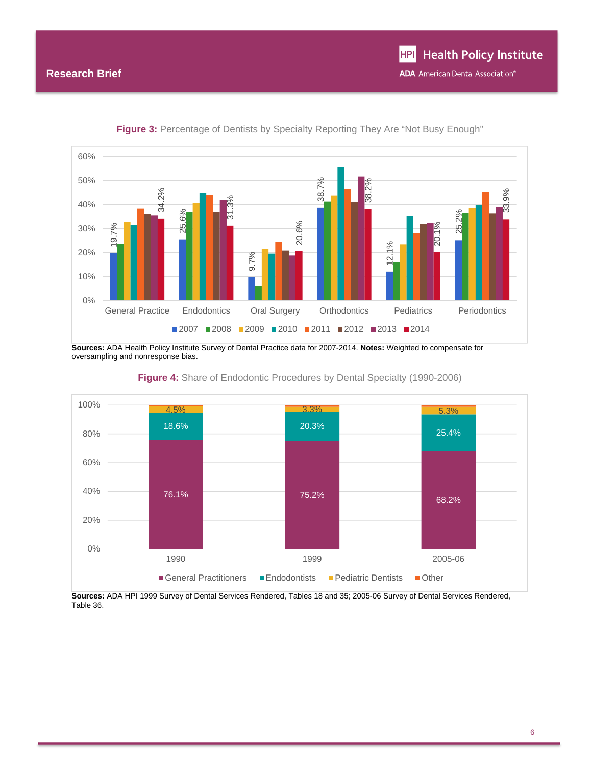**Figure 3:** Percentage of Dentists by Specialty Reporting They Are "Not Busy Enough"

| Specialty | 2007 | 2014 |
|---|---|---|
| General Practice | 19.7% | 34.2% |
| Endodontics | 25.6% | 31.3% |
| Oral Surgery | 9.7% | 20.6% |
| Orthodontics | 38.7% | 38.2% |
| Pediatrics | 12.1% | 20.1% |
| Periodontics | 25.2% | 33.9% |

**Sources:** ADA Health Policy Institute Survey of Dental Practice data for 2007-2014. **Notes:** Weighted to compensate for oversampling and nonresponse bias.

**Figure 4:** Share of Endodontic Procedures by Dental Specialty (1990-2006)

| | 1990 | 1999 | 2005-06 |
|---|---|---|---|
| General Practitioners | 76.1% | 75.2% | 68.2% |
| Endodontists | 18.6% | 20.3% | 25.4% |
| Pediatric Dentists | 4.5% | 3.3% | 5.3% |

**Sources:** ADA HPI 1999 Survey of Dental Services Rendered, Tables 18 and 35; 2005-06 Survey of Dental Services Rendered, Table 36.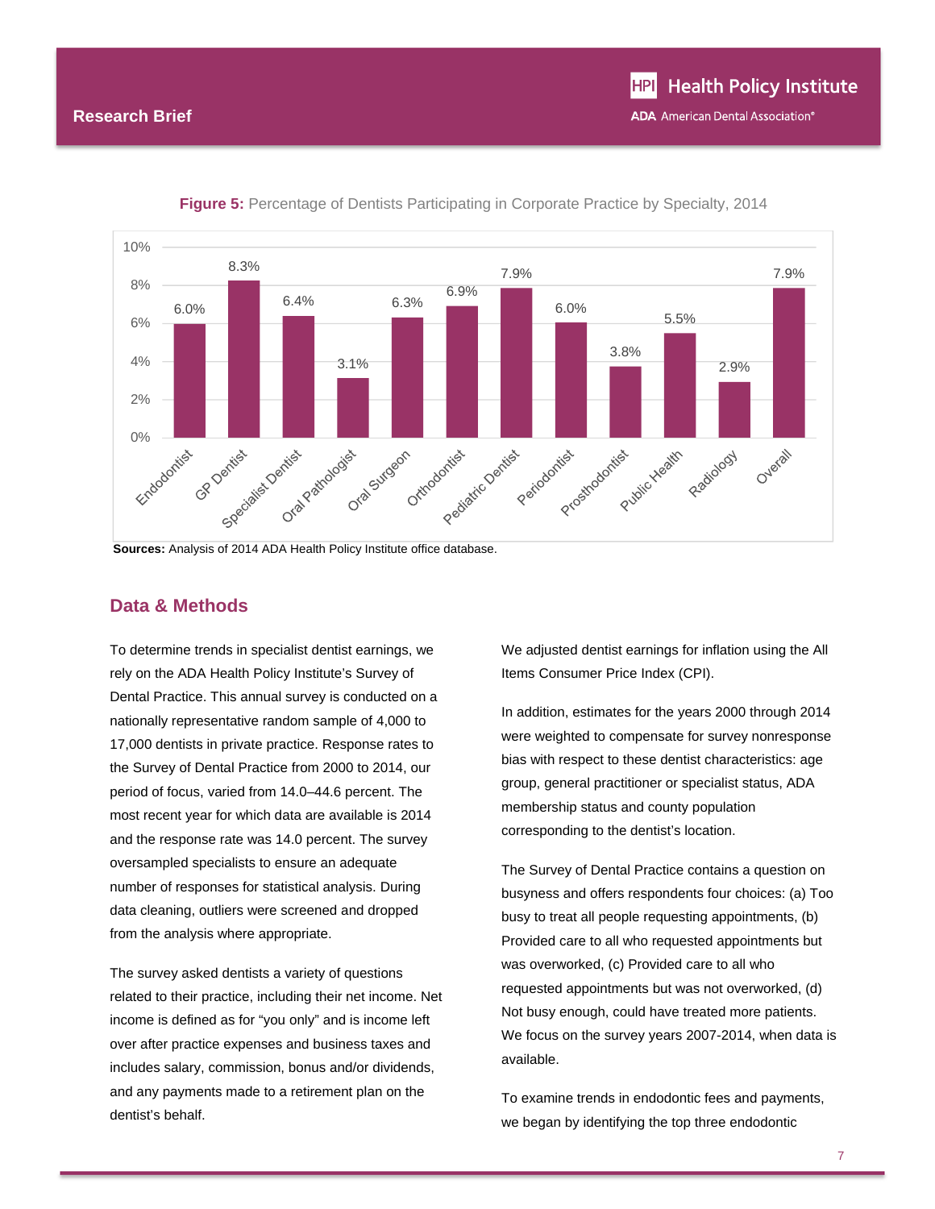**Figure 5:** Percentage of Dentists Participating in Corporate Practice by Specialty, 2014

| Specialty | Percentage |
| --- | --- |
| Endodontist | 6.0% |
| GP Dentist | 8.3% |
| Specialist Dentist | 6.4% |
| Oral Pathologist | 3.1% |
| Oral Surgeon | 6.3% |
| Orthodontist | 6.9% |
| Pediatric Dentist | 7.9% |
| Periodontist | 6.0% |
| Prosthodontist | 3.8% |
| Public Health | 5.5% |
| Radiology | 2.9% |
| Overall | 7.9% |

**Sources:** Analysis of 2014 ADA Health Policy Institute office database.

## Data & Methods

To determine trends in specialist dentist earnings, we rely on the ADA Health Policy Institute's Survey of Dental Practice. This annual survey is conducted on a nationally representative random sample of 4,000 to 17,000 dentists in private practice. Response rates to the Survey of Dental Practice from 2000 to 2014, our period of focus, varied from 14.0–44.6 percent. The most recent year for which data are available is 2014 and the response rate was 14.0 percent. The survey oversampled specialists to ensure an adequate number of responses for statistical analysis. During data cleaning, outliers were screened and dropped from the analysis where appropriate.

The survey asked dentists a variety of questions related to their practice, including their net income. Net income is defined as for "you only" and is income left over after practice expenses and business taxes and includes salary, commission, bonus and/or dividends, and any payments made to a retirement plan on the dentist's behalf.

We adjusted dentist earnings for inflation using the All Items Consumer Price Index (CPI).

In addition, estimates for the years 2000 through 2014 were weighted to compensate for survey nonresponse bias with respect to these dentist characteristics: age group, general practitioner or specialist status, ADA membership status and county population corresponding to the dentist's location.

The Survey of Dental Practice contains a question on busyness and offers respondents four choices: (a) Too busy to treat all people requesting appointments, (b) Provided care to all who requested appointments but was overworked, (c) Provided care to all who requested appointments but was not overworked, (d) Not busy enough, could have treated more patients. We focus on the survey years 2007-2014, when data is available.

To examine trends in endodontic fees and payments, we began by identifying the top three endodontic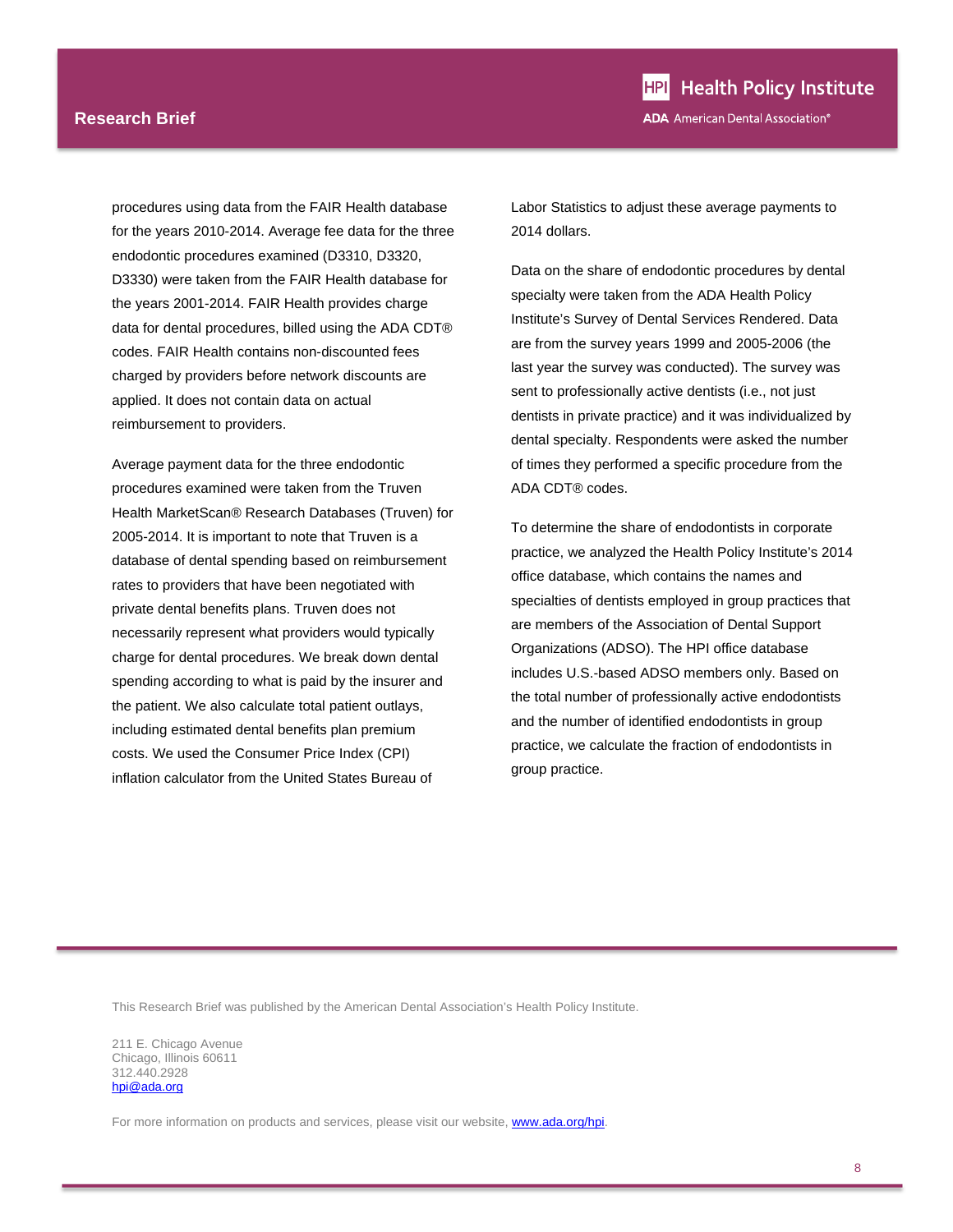procedures using data from the FAIR Health database for the years 2010-2014. Average fee data for the three endodontic procedures examined (D3310, D3320, D3330) were taken from the FAIR Health database for the years 2001-2014. FAIR Health provides charge data for dental procedures, billed using the ADA CDT® codes. FAIR Health contains non-discounted fees charged by providers before network discounts are applied. It does not contain data on actual reimbursement to providers.

Average payment data for the three endodontic procedures examined were taken from the Truven Health MarketScan® Research Databases (Truven) for 2005-2014. It is important to note that Truven is a database of dental spending based on reimbursement rates to providers that have been negotiated with private dental benefits plans. Truven does not necessarily represent what providers would typically charge for dental procedures. We break down dental spending according to what is paid by the insurer and the patient. We also calculate total patient outlays, including estimated dental benefits plan premium costs. We used the Consumer Price Index (CPI) inflation calculator from the United States Bureau of Labor Statistics to adjust these average payments to 2014 dollars.

Data on the share of endodontic procedures by dental specialty were taken from the ADA Health Policy Institute's Survey of Dental Services Rendered. Data are from the survey years 1999 and 2005-2006 (the last year the survey was conducted). The survey was sent to professionally active dentists (i.e., not just dentists in private practice) and it was individualized by dental specialty. Respondents were asked the number of times they performed a specific procedure from the ADA CDT® codes.

To determine the share of endodontists in corporate practice, we analyzed the Health Policy Institute's 2014 office database, which contains the names and specialties of dentists employed in group practices that are members of the Association of Dental Support Organizations (ADSO). The HPI office database includes U.S.-based ADSO members only. Based on the total number of professionally active endodontists and the number of identified endodontists in group practice, we calculate the fraction of endodontists in group practice.

This Research Brief was published by the American Dental Association's Health Policy Institute.

211 E. Chicago Avenue
Chicago, Illinois 60611
312.440.2928
hpi@ada.org

For more information on products and services, please visit our website, www.ada.org/hpi.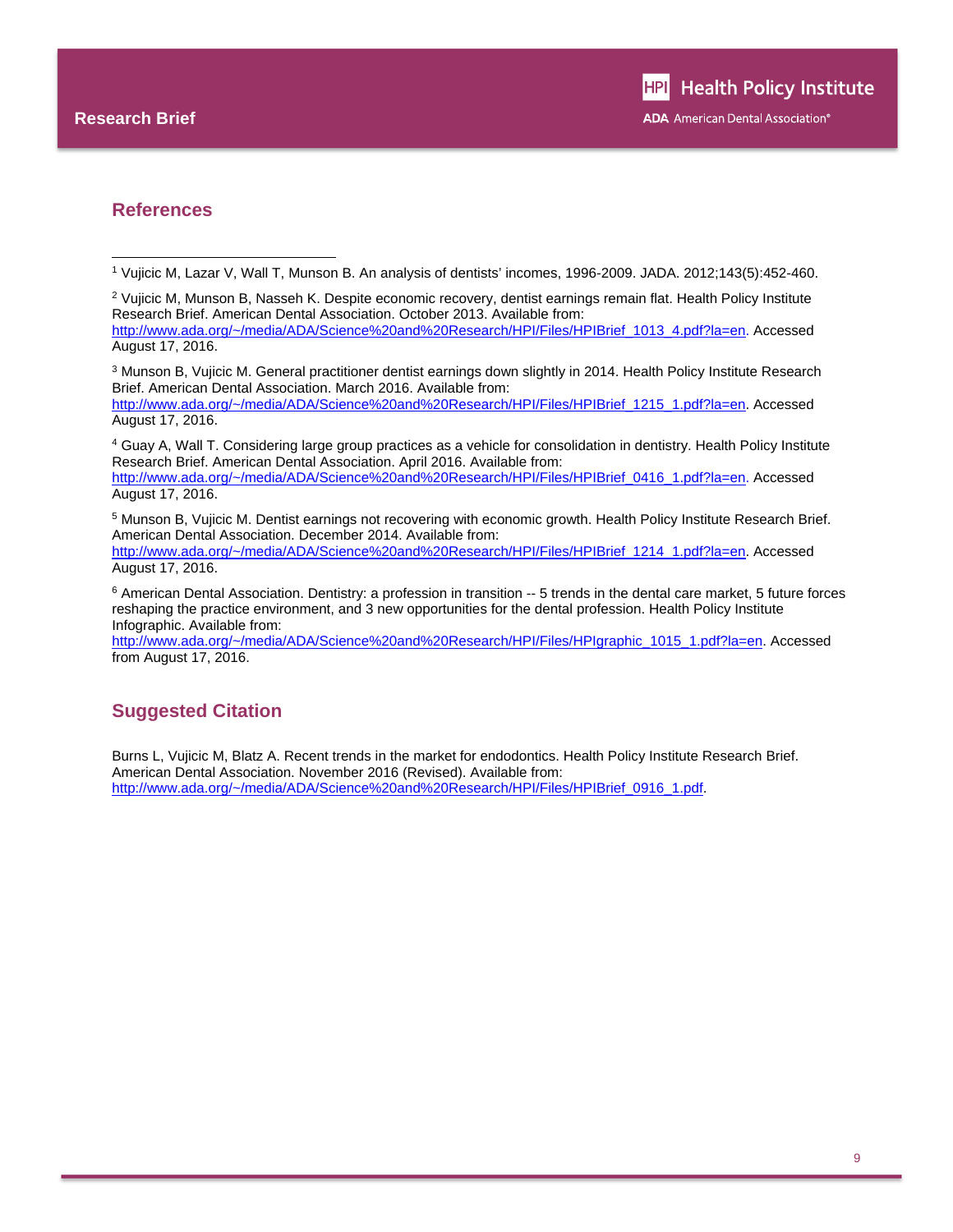## References

[1] Vujicic M, Lazar V, Wall T, Munson B. An analysis of dentists' incomes, 1996-2009. JADA. 2012;143(5):452-460.

[2] Vujicic M, Munson B, Nasseh K. Despite economic recovery, dentist earnings remain flat. Health Policy Institute Research Brief. American Dental Association. October 2013. Available from: http://www.ada.org/~/media/ADA/Science%20and%20Research/HPI/Files/HPIBrief_1013_4.pdf?la=en. Accessed August 17, 2016.

[3] Munson B, Vujicic M. General practitioner dentist earnings down slightly in 2014. Health Policy Institute Research Brief. American Dental Association. March 2016. Available from: http://www.ada.org/~/media/ADA/Science%20and%20Research/HPI/Files/HPIBrief_1215_1.pdf?la=en. Accessed August 17, 2016.

[4] Guay A, Wall T. Considering large group practices as a vehicle for consolidation in dentistry. Health Policy Institute Research Brief. American Dental Association. April 2016. Available from: http://www.ada.org/~/media/ADA/Science%20and%20Research/HPI/Files/HPIBrief_0416_1.pdf?la=en. Accessed August 17, 2016.

[5] Munson B, Vujicic M. Dentist earnings not recovering with economic growth. Health Policy Institute Research Brief. American Dental Association. December 2014. Available from: http://www.ada.org/~/media/ADA/Science%20and%20Research/HPI/Files/HPIBrief_1214_1.pdf?la=en. Accessed August 17, 2016.

[6] American Dental Association. Dentistry: a profession in transition -- 5 trends in the dental care market, 5 future forces reshaping the practice environment, and 3 new opportunities for the dental profession. Health Policy Institute Infographic. Available from: http://www.ada.org/~/media/ADA/Science%20and%20Research/HPI/Files/HPIgraphic_1015_1.pdf?la=en. Accessed from August 17, 2016.

## Suggested Citation

Burns L, Vujicic M, Blatz A. Recent trends in the market for endodontics. Health Policy Institute Research Brief. American Dental Association. November 2016 (Revised). Available from: http://www.ada.org/~/media/ADA/Science%20and%20Research/HPI/Files/HPIBrief_0916_1.pdf.